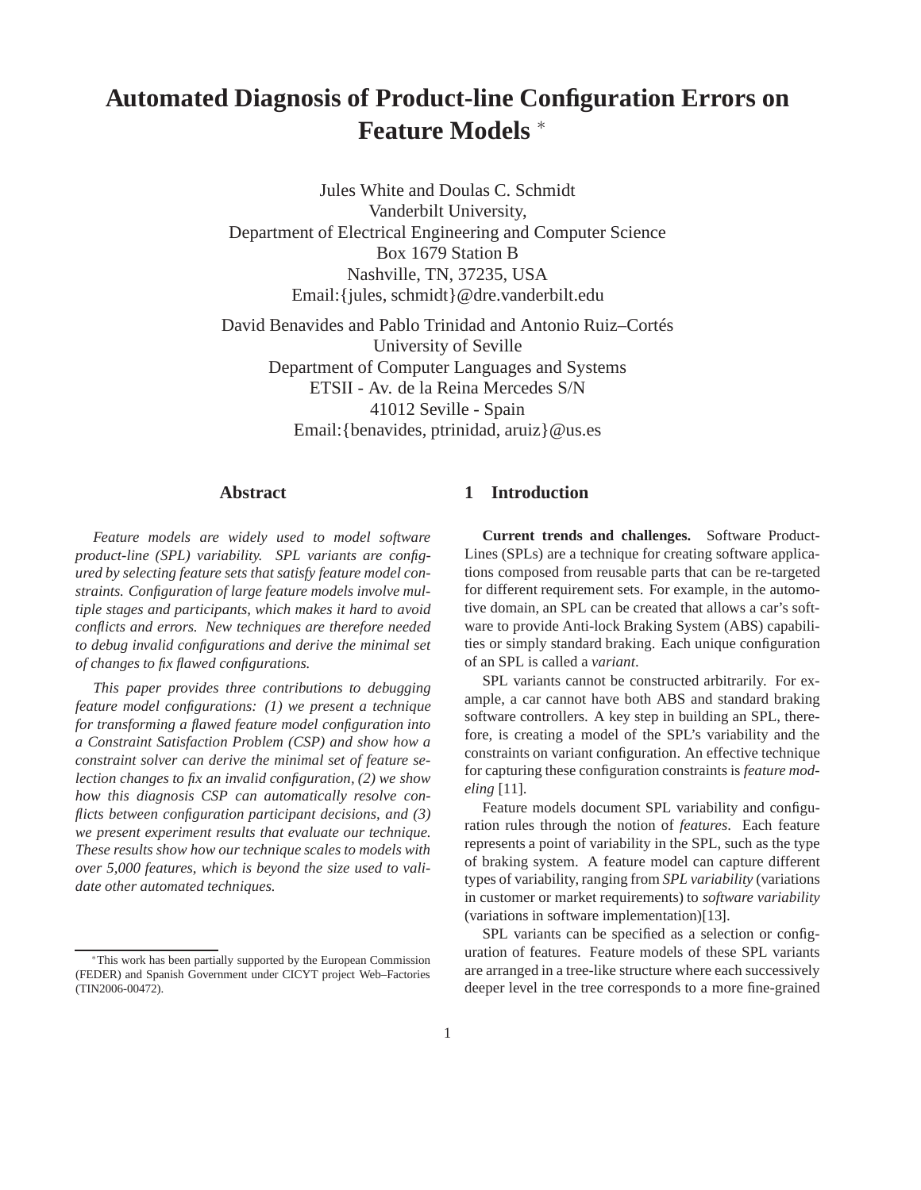# Automated Diagnosis of Product-line Configuration Errors on Feature Models *

Jules White and Doulas C. Schmidt
Vanderbilt University,
Department of Electrical Engineering and Computer Science
Box 1679 Station B
Nashville, TN, 37235, USA
Email:{jules, schmidt}@dre.vanderbilt.edu

David Benavides and Pablo Trinidad and Antonio Ruiz–Cortés
University of Seville
Department of Computer Languages and Systems
ETSII - Av. de la Reina Mercedes S/N
41012 Seville - Spain
Email:{benavides, ptrinidad, aruiz}@us.es

## Abstract

*Feature models are widely used to model software product-line (SPL) variability. SPL variants are configured by selecting feature sets that satisfy feature model constraints. Configuration of large feature models involve multiple stages and participants, which makes it hard to avoid conflicts and errors. New techniques are therefore needed to debug invalid configurations and derive the minimal set of changes to fix flawed configurations.*

*This paper provides three contributions to debugging feature model configurations: (1) we present a technique for transforming a flawed feature model configuration into a Constraint Satisfaction Problem (CSP) and show how a constraint solver can derive the minimal set of feature selection changes to fix an invalid configuration, (2) we show how this diagnosis CSP can automatically resolve conflicts between configuration participant decisions, and (3) we present experiment results that evaluate our technique. These results show how our technique scales to models with over 5,000 features, which is beyond the size used to validate other automated techniques.*

*This work has been partially supported by the European Commission (FEDER) and Spanish Government under CICYT project Web–Factories (TIN2006-00472).

## 1 Introduction

**Current trends and challenges.** Software Product-Lines (SPLs) are a technique for creating software applications composed from reusable parts that can be re-targeted for different requirement sets. For example, in the automotive domain, an SPL can be created that allows a car's software to provide Anti-lock Braking System (ABS) capabilities or simply standard braking. Each unique configuration of an SPL is called a *variant*.

SPL variants cannot be constructed arbitrarily. For example, a car cannot have both ABS and standard braking software controllers. A key step in building an SPL, therefore, is creating a model of the SPL's variability and the constraints on variant configuration. An effective technique for capturing these configuration constraints is *feature modeling* [11].

Feature models document SPL variability and configuration rules through the notion of *features*. Each feature represents a point of variability in the SPL, such as the type of braking system. A feature model can capture different types of variability, ranging from *SPL variability* (variations in customer or market requirements) to *software variability* (variations in software implementation)[13].

SPL variants can be specified as a selection or configuration of features. Feature models of these SPL variants are arranged in a tree-like structure where each successively deeper level in the tree corresponds to a more fine-grained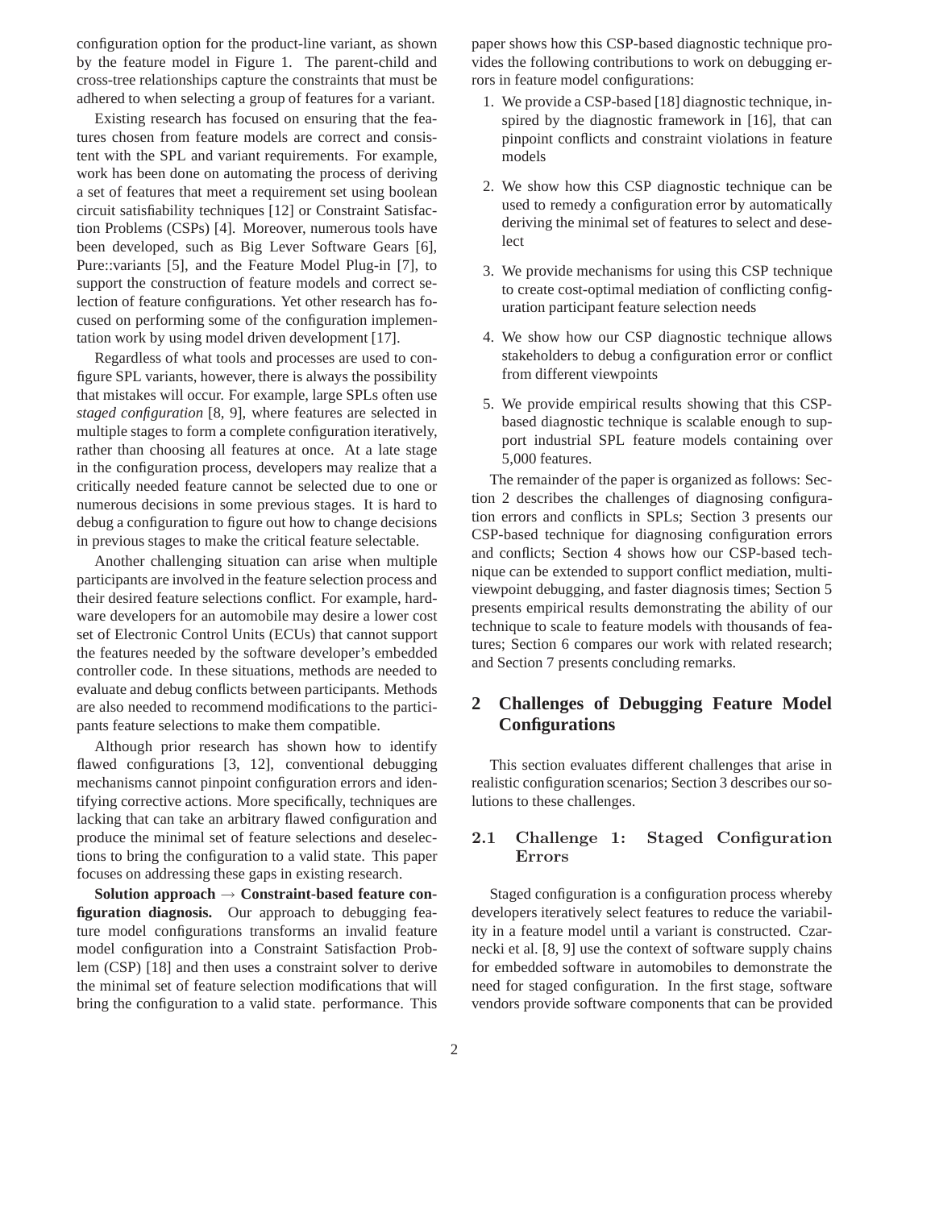configuration option for the product-line variant, as shown by the feature model in Figure 1. The parent-child and cross-tree relationships capture the constraints that must be adhered to when selecting a group of features for a variant.

Existing research has focused on ensuring that the features chosen from feature models are correct and consistent with the SPL and variant requirements. For example, work has been done on automating the process of deriving a set of features that meet a requirement set using boolean circuit satisfiability techniques [12] or Constraint Satisfaction Problems (CSPs) [4]. Moreover, numerous tools have been developed, such as Big Lever Software Gears [6], Pure::variants [5], and the Feature Model Plug-in [7], to support the construction of feature models and correct selection of feature configurations. Yet other research has focused on performing some of the configuration implementation work by using model driven development [17].

Regardless of what tools and processes are used to configure SPL variants, however, there is always the possibility that mistakes will occur. For example, large SPLs often use *staged configuration* [8, 9], where features are selected in multiple stages to form a complete configuration iteratively, rather than choosing all features at once. At a late stage in the configuration process, developers may realize that a critically needed feature cannot be selected due to one or numerous decisions in some previous stages. It is hard to debug a configuration to figure out how to change decisions in previous stages to make the critical feature selectable.

Another challenging situation can arise when multiple participants are involved in the feature selection process and their desired feature selections conflict. For example, hardware developers for an automobile may desire a lower cost set of Electronic Control Units (ECUs) that cannot support the features needed by the software developer's embedded controller code. In these situations, methods are needed to evaluate and debug conflicts between participants. Methods are also needed to recommend modifications to the participants feature selections to make them compatible.

Although prior research has shown how to identify flawed configurations [3, 12], conventional debugging mechanisms cannot pinpoint configuration errors and identifying corrective actions. More specifically, techniques are lacking that can take an arbitrary flawed configuration and produce the minimal set of feature selections and deselections to bring the configuration to a valid state. This paper focuses on addressing these gaps in existing research.

**Solution approach → Constraint-based feature configuration diagnosis.** Our approach to debugging feature model configurations transforms an invalid feature model configuration into a Constraint Satisfaction Problem (CSP) [18] and then uses a constraint solver to derive the minimal set of feature selection modifications that will bring the configuration to a valid state. performance. This paper shows how this CSP-based diagnostic technique provides the following contributions to work on debugging errors in feature model configurations:

1. We provide a CSP-based [18] diagnostic technique, inspired by the diagnostic framework in [16], that can pinpoint conflicts and constraint violations in feature models
2. We show how this CSP diagnostic technique can be used to remedy a configuration error by automatically deriving the minimal set of features to select and deselect
3. We provide mechanisms for using this CSP technique to create cost-optimal mediation of conflicting configuration participant feature selection needs
4. We show how our CSP diagnostic technique allows stakeholders to debug a configuration error or conflict from different viewpoints
5. We provide empirical results showing that this CSP-based diagnostic technique is scalable enough to support industrial SPL feature models containing over 5,000 features.

The remainder of the paper is organized as follows: Section 2 describes the challenges of diagnosing configuration errors and conflicts in SPLs; Section 3 presents our CSP-based technique for diagnosing configuration errors and conflicts; Section 4 shows how our CSP-based technique can be extended to support conflict mediation, multiviewpoint debugging, and faster diagnosis times; Section 5 presents empirical results demonstrating the ability of our technique to scale to feature models with thousands of features; Section 6 compares our work with related research; and Section 7 presents concluding remarks.

## 2 Challenges of Debugging Feature Model Configurations

This section evaluates different challenges that arise in realistic configuration scenarios; Section 3 describes our solutions to these challenges.

### 2.1 Challenge 1: Staged Configuration Errors

Staged configuration is a configuration process whereby developers iteratively select features to reduce the variability in a feature model until a variant is constructed. Czarnecki et al. [8, 9] use the context of software supply chains for embedded software in automobiles to demonstrate the need for staged configuration. In the first stage, software vendors provide software components that can be provided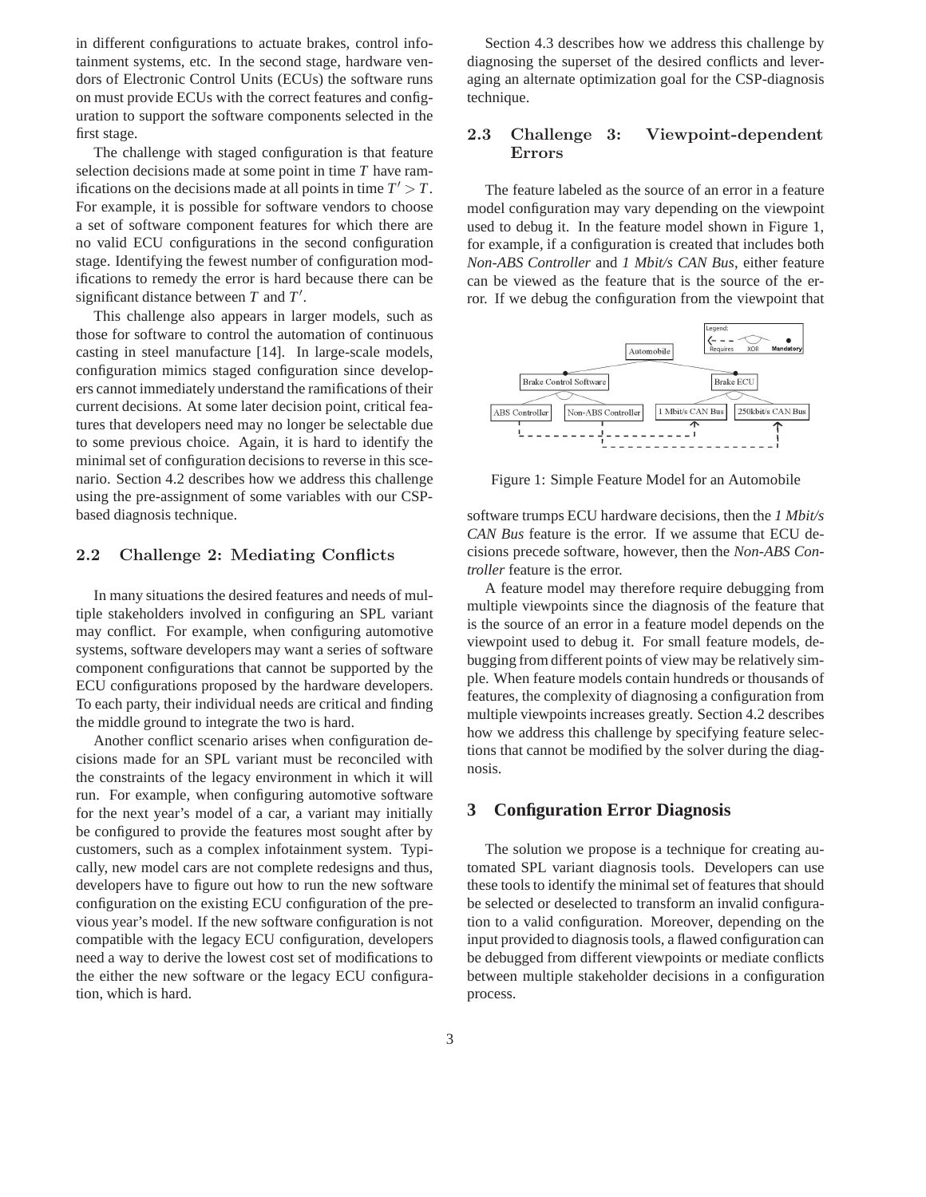in different configurations to actuate brakes, control infotainment systems, etc. In the second stage, hardware vendors of Electronic Control Units (ECUs) the software runs on must provide ECUs with the correct features and configuration to support the software components selected in the first stage.

The challenge with staged configuration is that feature selection decisions made at some point in time $T$ have ramifications on the decisions made at all points in time $T' > T$. For example, it is possible for software vendors to choose a set of software component features for which there are no valid ECU configurations in the second configuration stage. Identifying the fewest number of configuration modifications to remedy the error is hard because there can be significant distance between $T$ and $T'$.

This challenge also appears in larger models, such as those for software to control the automation of continuous casting in steel manufacture [14]. In large-scale models, configuration mimics staged configuration since developers cannot immediately understand the ramifications of their current decisions. At some later decision point, critical features that developers need may no longer be selectable due to some previous choice. Again, it is hard to identify the minimal set of configuration decisions to reverse in this scenario. Section 4.2 describes how we address this challenge using the pre-assignment of some variables with our CSP-based diagnosis technique.

### 2.2 Challenge 2: Mediating Conflicts

In many situations the desired features and needs of multiple stakeholders involved in configuring an SPL variant may conflict. For example, when configuring automotive systems, software developers may want a series of software component configurations that cannot be supported by the ECU configurations proposed by the hardware developers. To each party, their individual needs are critical and finding the middle ground to integrate the two is hard.

Another conflict scenario arises when configuration decisions made for an SPL variant must be reconciled with the constraints of the legacy environment in which it will run. For example, when configuring automotive software for the next year's model of a car, a variant may initially be configured to provide the features most sought after by customers, such as a complex infotainment system. Typically, new model cars are not complete redesigns and thus, developers have to figure out how to run the new software configuration on the existing ECU configuration of the previous year's model. If the new software configuration is not compatible with the legacy ECU configuration, developers need a way to derive the lowest cost set of modifications to the either the new software or the legacy ECU configuration, which is hard.

Section 4.3 describes how we address this challenge by diagnosing the superset of the desired conflicts and leveraging an alternate optimization goal for the CSP-diagnosis technique.

### 2.3 Challenge 3: Viewpoint-dependent Errors

The feature labeled as the source of an error in a feature model configuration may vary depending on the viewpoint used to debug it. In the feature model shown in Figure 1, for example, if a configuration is created that includes both *Non-ABS Controller* and *1 Mbit/s CAN Bus*, either feature can be viewed as the feature that is the source of the error. If we debug the configuration from the viewpoint that software trumps ECU hardware decisions, then the *1 Mbit/s CAN Bus* feature is the error. If we assume that ECU decisions precede software, however, then the *Non-ABS Controller* feature is the error.

Figure 1: Simple Feature Model for an Automobile

A feature model may therefore require debugging from multiple viewpoints since the diagnosis of the feature that is the source of an error in a feature model depends on the viewpoint used to debug it. For small feature models, debugging from different points of view may be relatively simple. When feature models contain hundreds or thousands of features, the complexity of diagnosing a configuration from multiple viewpoints increases greatly. Section 4.2 describes how we address this challenge by specifying feature selections that cannot be modified by the solver during the diagnosis.

## 3 Configuration Error Diagnosis

The solution we propose is a technique for creating automated SPL variant diagnosis tools. Developers can use these tools to identify the minimal set of features that should be selected or deselected to transform an invalid configuration to a valid configuration. Moreover, depending on the input provided to diagnosis tools, a flawed configuration can be debugged from different viewpoints or mediate conflicts between multiple stakeholder decisions in a configuration process.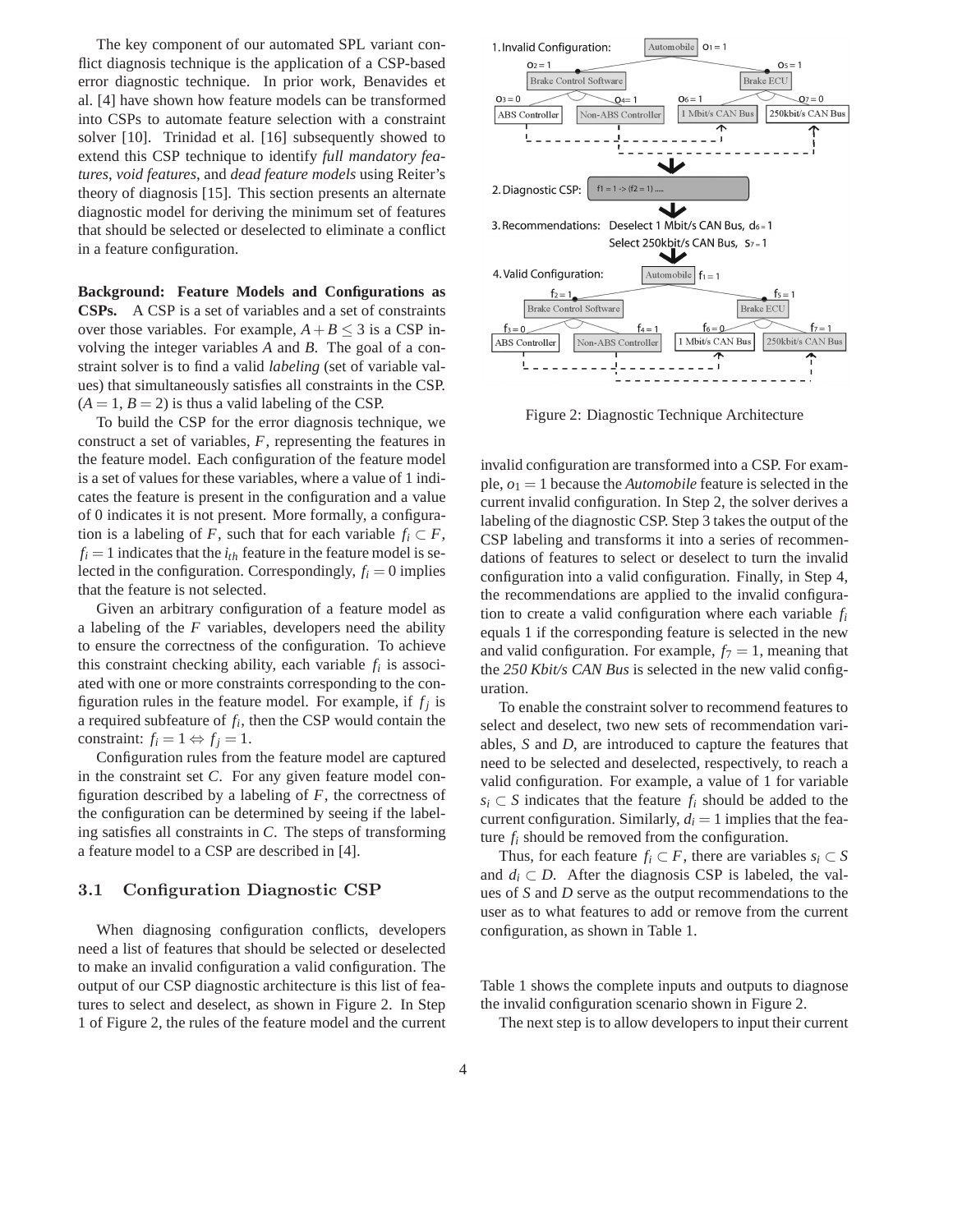The key component of our automated SPL variant conflict diagnosis technique is the application of a CSP-based error diagnostic technique. In prior work, Benavides et al. [4] have shown how feature models can be transformed into CSPs to automate feature selection with a constraint solver [10]. Trinidad et al. [16] subsequently showed to extend this CSP technique to identify *full mandatory features*, *void features*, and *dead feature models* using Reiter's theory of diagnosis [15]. This section presents an alternate diagnostic model for deriving the minimum set of features that should be selected or deselected to eliminate a conflict in a feature configuration.

**Background: Feature Models and Configurations as CSPs.** A CSP is a set of variables and a set of constraints over those variables. For example, $A+B \leq 3$ is a CSP involving the integer variables $A$ and $B$. The goal of a constraint solver is to find a valid *labeling* (set of variable values) that simultaneously satisfies all constraints in the CSP. $(A=1, B=2)$ is thus a valid labeling of the CSP.

To build the CSP for the error diagnosis technique, we construct a set of variables, $F$, representing the features in the feature model. Each configuration of the feature model is a set of values for these variables, where a value of 1 indicates the feature is present in the configuration and a value of 0 indicates it is not present. More formally, a configuration is a labeling of $F$, such that for each variable $f_i \subset F$, $f_i = 1$ indicates that the $i_{th}$ feature in the feature model is selected in the configuration. Correspondingly, $f_i = 0$ implies that the feature is not selected.

Given an arbitrary configuration of a feature model as a labeling of the $F$ variables, developers need the ability to ensure the correctness of the configuration. To achieve this constraint checking ability, each variable $f_i$ is associated with one or more constraints corresponding to the configuration rules in the feature model. For example, if $f_j$ is a required subfeature of $f_i$, then the CSP would contain the constraint: $f_i = 1 \Leftrightarrow f_j = 1$.

Configuration rules from the feature model are captured in the constraint set $C$. For any given feature model configuration described by a labeling of $F$, the correctness of the configuration can be determined by seeing if the labeling satisfies all constraints in $C$. The steps of transforming a feature model to a CSP are described in [4].

### 3.1 Configuration Diagnostic CSP

When diagnosing configuration conflicts, developers need a list of features that should be selected or deselected to make an invalid configuration a valid configuration. The output of our CSP diagnostic architecture is this list of features to select and deselect, as shown in Figure 2. In Step 1 of Figure 2, the rules of the feature model and the current invalid configuration are transformed into a CSP. For example, $o_1 = 1$ because the *Automobile* feature is selected in the current invalid configuration. In Step 2, the solver derives a labeling of the diagnostic CSP. Step 3 takes the output of the CSP labeling and transforms it into a series of recommendations of features to select or deselect to turn the invalid configuration into a valid configuration. Finally, in Step 4, the recommendations are applied to the invalid configuration to create a valid configuration where each variable $f_i$ equals 1 if the corresponding feature is selected in the new and valid configuration. For example, $f_7 = 1$, meaning that the *250 Kbit/s CAN Bus* is selected in the new valid configuration.

Figure 2: Diagnostic Technique Architecture

To enable the constraint solver to recommend features to select and deselect, two new sets of recommendation variables, $S$ and $D$, are introduced to capture the features that need to be selected and deselected, respectively, to reach a valid configuration. For example, a value of 1 for variable $s_i \subset S$ indicates that the feature $f_i$ should be added to the current configuration. Similarly, $d_i = 1$ implies that the feature $f_i$ should be removed from the configuration.

Thus, for each feature $f_i \subset F$, there are variables $s_i \subset S$ and $d_i \subset D$. After the diagnosis CSP is labeled, the values of $S$ and $D$ serve as the output recommendations to the user as to what features to add or remove from the current configuration, as shown in Table 1.

Table 1 shows the complete inputs and outputs to diagnose the invalid configuration scenario shown in Figure 2.

The next step is to allow developers to input their current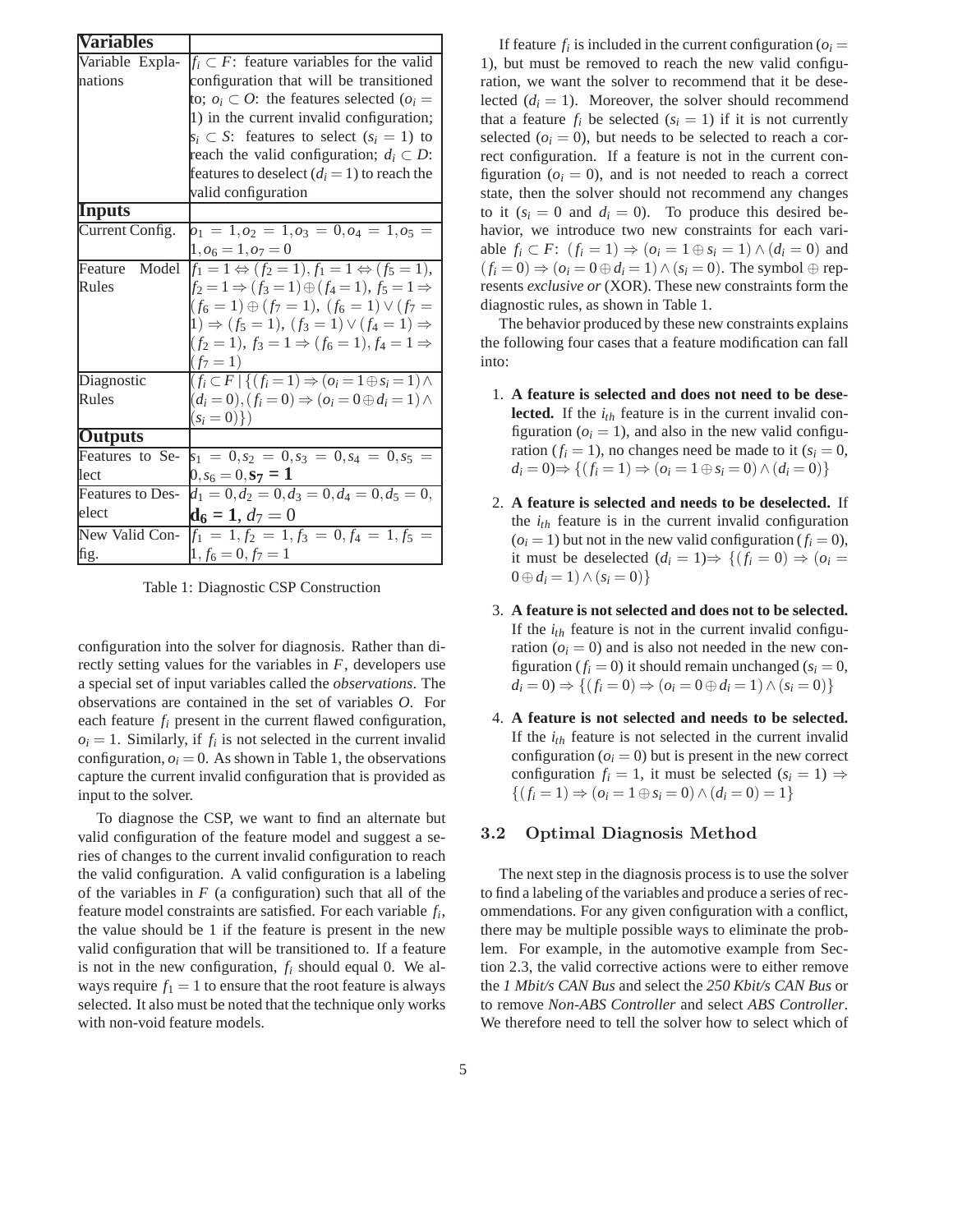| **Variables** | |
|---|---|
| Variable Explanations | $f_i \subset F$: feature variables for the valid configuration that will be transitioned to; $o_i \subset O$: the features selected ($o_i = 1$) in the current invalid configuration; $s_i \subset S$: features to select ($s_i = 1$) to reach the valid configuration; $d_i \subset D$: features to deselect ($d_i = 1$) to reach the valid configuration |
| **Inputs** | |
| Current Config. | $o_1 = 1, o_2 = 1, o_3 = 0, o_4 = 1, o_5 = 1, o_6 = 1, o_7 = 0$ |
| Feature Model Rules | $f_1 = 1 \Leftrightarrow (f_2 = 1), f_1 = 1 \Leftrightarrow (f_5 = 1)$, $f_2 = 1 \Rightarrow (f_3 = 1) \oplus (f_4 = 1)$, $f_5 = 1 \Rightarrow (f_6 = 1) \oplus (f_7 = 1)$, $(f_6 = 1) \vee (f_7 = 1) \Rightarrow (f_5 = 1)$, $(f_3 = 1) \vee (f_4 = 1) \Rightarrow (f_2 = 1)$, $f_3 = 1 \Rightarrow (f_6 = 1), f_4 = 1 \Rightarrow (f_7 = 1)$ |
| Diagnostic Rules | $(f_i \subset F \mid \{(f_i = 1) \Rightarrow (o_i = 1 \oplus s_i = 1) \wedge (d_i = 0), (f_i = 0) \Rightarrow (o_i = 0 \oplus d_i = 1) \wedge (s_i = 0)\})$ |
| **Outputs** | |
| Features to Select | $s_1 = 0, s_2 = 0, s_3 = 0, s_4 = 0, s_5 = 0, s_6 = 0, \mathbf{s_7 = 1}$ |
| Features to Deselect | $d_1 = 0, d_2 = 0, d_3 = 0, d_4 = 0, d_5 = 0, \mathbf{d_6 = 1}, d_7 = 0$ |
| New Valid Config. | $f_1 = 1, f_2 = 1, f_3 = 0, f_4 = 1, f_5 = 1, f_6 = 0, f_7 = 1$ |

Table 1: Diagnostic CSP Construction

configuration into the solver for diagnosis. Rather than directly setting values for the variables in $F$, developers use a special set of input variables called the *observations*. The observations are contained in the set of variables $O$. For each feature $f_i$ present in the current flawed configuration, $o_i = 1$. Similarly, if $f_i$ is not selected in the current invalid configuration, $o_i = 0$. As shown in Table 1, the observations capture the current invalid configuration that is provided as input to the solver.

To diagnose the CSP, we want to find an alternate but valid configuration of the feature model and suggest a series of changes to the current invalid configuration to reach the valid configuration. A valid configuration is a labeling of the variables in $F$ (a configuration) such that all of the feature model constraints are satisfied. For each variable $f_i$, the value should be 1 if the feature is present in the new valid configuration that will be transitioned to. If a feature is not in the new configuration, $f_i$ should equal 0. We always require $f_1 = 1$ to ensure that the root feature is always selected. It also must be noted that the technique only works with non-void feature models.

If feature $f_i$ is included in the current configuration ($o_i = 1$), but must be removed to reach the new valid configuration, we want the solver to recommend that it be deselected ($d_i = 1$). Moreover, the solver should recommend that a feature $f_i$ be selected ($s_i = 1$) if it is not currently selected ($o_i = 0$), but needs to be selected to reach a correct configuration. If a feature is not in the current configuration ($o_i = 0$), and is not needed to reach a correct state, then the solver should not recommend any changes to it ($s_i = 0$ and $d_i = 0$). To produce this desired behavior, we introduce two new constraints for each variable $f_i \subset F$: $(f_i = 1) \Rightarrow (o_i = 1 \oplus s_i = 1) \wedge (d_i = 0)$ and $(f_i = 0) \Rightarrow (o_i = 0 \oplus d_i = 1) \wedge (s_i = 0)$. The symbol $\oplus$ represents *exclusive or* (XOR). These new constraints form the diagnostic rules, as shown in Table 1.

The behavior produced by these new constraints explains the following four cases that a feature modification can fall into:

1. **A feature is selected and does not need to be deselected.** If the $i_{th}$ feature is in the current invalid configuration ($o_i = 1$), and also in the new valid configuration ($f_i = 1$), no changes need be made to it ($s_i = 0$, $d_i = 0$)$\Rightarrow \{(f_i = 1) \Rightarrow (o_i = 1 \oplus s_i = 0) \wedge (d_i = 0)\}$

2. **A feature is selected and needs to be deselected.** If the $i_{th}$ feature is in the current invalid configuration ($o_i = 1$) but not in the new valid configuration ($f_i = 0$), it must be deselected ($d_i = 1$)$\Rightarrow \{(f_i = 0) \Rightarrow (o_i = 0 \oplus d_i = 1) \wedge (s_i = 0)\}$

3. **A feature is not selected and does not to be selected.** If the $i_{th}$ feature is not in the current invalid configuration ($o_i = 0$) and is also not needed in the new configuration ($f_i = 0$) it should remain unchanged ($s_i = 0$, $d_i = 0$) $\Rightarrow \{(f_i = 0) \Rightarrow (o_i = 0 \oplus d_i = 1) \wedge (s_i = 0)\}$

4. **A feature is not selected and needs to be selected.** If the $i_{th}$ feature is not selected in the current invalid configuration ($o_i = 0$) but is present in the new correct configuration $f_i = 1$, it must be selected ($s_i = 1$) $\Rightarrow$ $\{(f_i = 1) \Rightarrow (o_i = 1 \oplus s_i = 0) \wedge (d_i = 0) = 1\}$

### 3.2 Optimal Diagnosis Method

The next step in the diagnosis process is to use the solver to find a labeling of the variables and produce a series of recommendations. For any given configuration with a conflict, there may be multiple possible ways to eliminate the problem. For example, in the automotive example from Section 2.3, the valid corrective actions were to either remove the *1 Mbit/s CAN Bus* and select the *250 Kbit/s CAN Bus* or to remove *Non-ABS Controller* and select *ABS Controller*. We therefore need to tell the solver how to select which of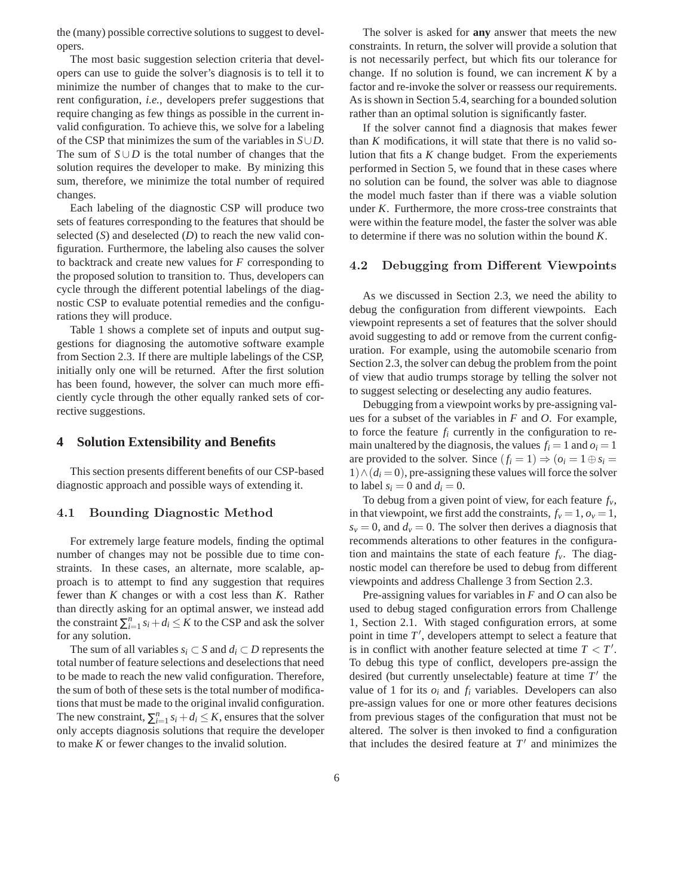the (many) possible corrective solutions to suggest to developers.

The most basic suggestion selection criteria that developers can use to guide the solver's diagnosis is to tell it to minimize the number of changes that to make to the current configuration, *i.e.*, developers prefer suggestions that require changing as few things as possible in the current invalid configuration. To achieve this, we solve for a labeling of the CSP that minimizes the sum of the variables in $S \cup D$. The sum of $S \cup D$ is the total number of changes that the solution requires the developer to make. By minizing this sum, therefore, we minimize the total number of required changes.

Each labeling of the diagnostic CSP will produce two sets of features corresponding to the features that should be selected ($S$) and deselected ($D$) to reach the new valid configuration. Furthermore, the labeling also causes the solver to backtrack and create new values for $F$ corresponding to the proposed solution to transition to. Thus, developers can cycle through the different potential labelings of the diagnostic CSP to evaluate potential remedies and the configurations they will produce.

Table 1 shows a complete set of inputs and output suggestions for diagnosing the automotive software example from Section 2.3. If there are multiple labelings of the CSP, initially only one will be returned. After the first solution has been found, however, the solver can much more efficiently cycle through the other equally ranked sets of corrective suggestions.

## 4 Solution Extensibility and Benefits

This section presents different benefits of our CSP-based diagnostic approach and possible ways of extending it.

### 4.1 Bounding Diagnostic Method

For extremely large feature models, finding the optimal number of changes may not be possible due to time constraints. In these cases, an alternate, more scalable, approach is to attempt to find any suggestion that requires fewer than $K$ changes or with a cost less than $K$. Rather than directly asking for an optimal answer, we instead add the constraint $\sum_{i=1}^{n} s_i + d_i \leq K$ to the CSP and ask the solver for any solution.

The sum of all variables $s_i \subset S$ and $d_i \subset D$ represents the total number of feature selections and deselections that need to be made to reach the new valid configuration. Therefore, the sum of both of these sets is the total number of modifications that must be made to the original invalid configuration. The new constraint, $\sum_{i=1}^{n} s_i + d_i \leq K$, ensures that the solver only accepts diagnosis solutions that require the developer to make $K$ or fewer changes to the invalid solution.

The solver is asked for **any** answer that meets the new constraints. In return, the solver will provide a solution that is not necessarily perfect, but which fits our tolerance for change. If no solution is found, we can increment $K$ by a factor and re-invoke the solver or reassess our requirements. As is shown in Section 5.4, searching for a bounded solution rather than an optimal solution is significantly faster.

If the solver cannot find a diagnosis that makes fewer than $K$ modifications, it will state that there is no valid solution that fits a $K$ change budget. From the experiements performed in Section 5, we found that in these cases where no solution can be found, the solver was able to diagnose the model much faster than if there was a viable solution under $K$. Furthermore, the more cross-tree constraints that were within the feature model, the faster the solver was able to determine if there was no solution within the bound $K$.

### 4.2 Debugging from Different Viewpoints

As we discussed in Section 2.3, we need the ability to debug the configuration from different viewpoints. Each viewpoint represents a set of features that the solver should avoid suggesting to add or remove from the current configuration. For example, using the automobile scenario from Section 2.3, the solver can debug the problem from the point of view that audio trumps storage by telling the solver not to suggest selecting or deselecting any audio features.

Debugging from a viewpoint works by pre-assigning values for a subset of the variables in $F$ and $O$. For example, to force the feature $f_i$ currently in the configuration to remain unaltered by the diagnosis, the values $f_i = 1$ and $o_i = 1$ are provided to the solver. Since $(f_i = 1) \Rightarrow (o_i = 1 \oplus s_i = 1) \wedge (d_i = 0)$, pre-assigning these values will force the solver to label $s_i = 0$ and $d_i = 0$.

To debug from a given point of view, for each feature $f_v$, in that viewpoint, we first add the constraints, $f_v = 1$, $o_v = 1$, $s_v = 0$, and $d_v = 0$. The solver then derives a diagnosis that recommends alterations to other features in the configuration and maintains the state of each feature $f_v$. The diagnostic model can therefore be used to debug from different viewpoints and address Challenge 3 from Section 2.3.

Pre-assigning values for variables in $F$ and $O$ can also be used to debug staged configuration errors from Challenge 1, Section 2.1. With staged configuration errors, at some point in time $T'$, developers attempt to select a feature that is in conflict with another feature selected at time $T < T'$. To debug this type of conflict, developers pre-assign the desired (but currently unselectable) feature at time $T'$ the value of 1 for its $o_i$ and $f_i$ variables. Developers can also pre-assign values for one or more other features decisions from previous stages of the configuration that must not be altered. The solver is then invoked to find a configuration that includes the desired feature at $T'$ and minimizes the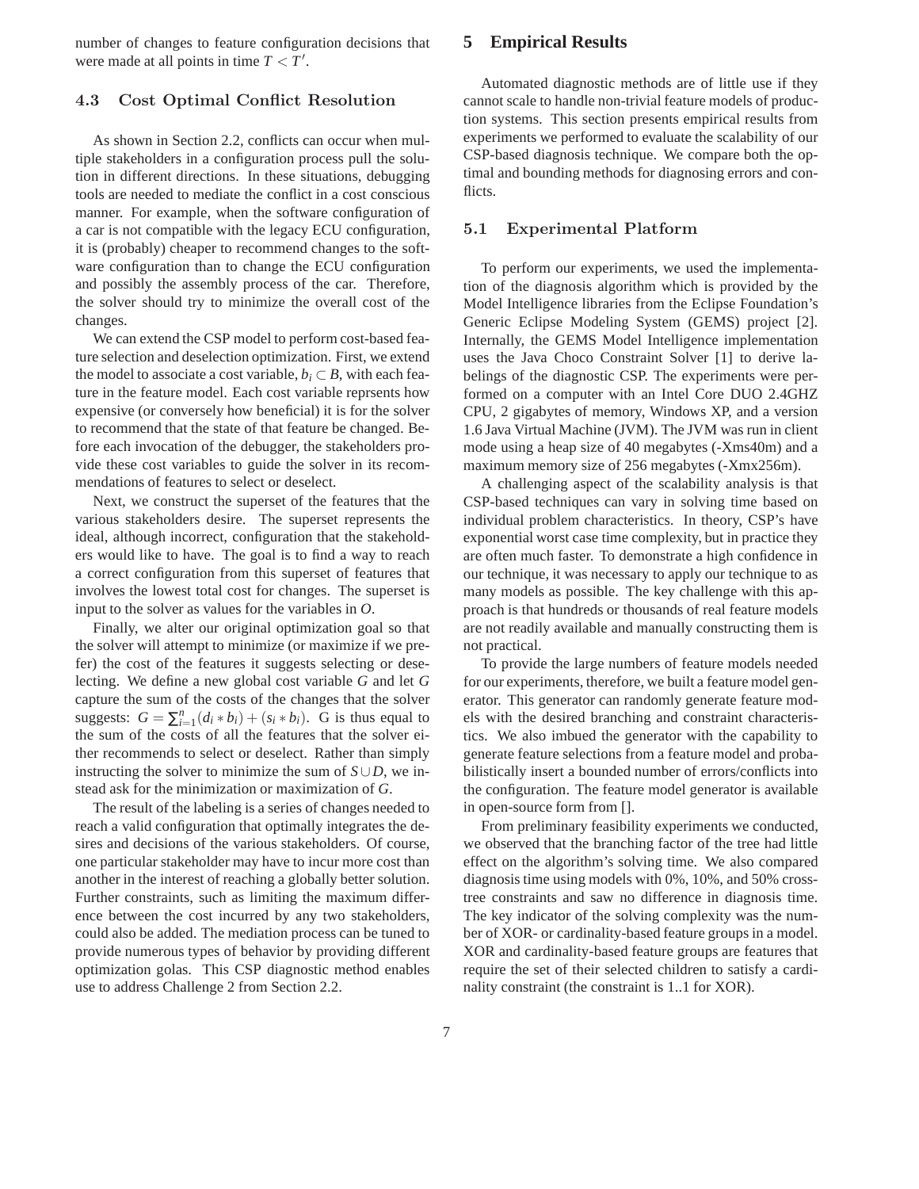number of changes to feature configuration decisions that were made at all points in time $T < T'$.

### 4.3 Cost Optimal Conflict Resolution

As shown in Section 2.2, conflicts can occur when multiple stakeholders in a configuration process pull the solution in different directions. In these situations, debugging tools are needed to mediate the conflict in a cost conscious manner. For example, when the software configuration of a car is not compatible with the legacy ECU configuration, it is (probably) cheaper to recommend changes to the software configuration than to change the ECU configuration and possibly the assembly process of the car. Therefore, the solver should try to minimize the overall cost of the changes.

We can extend the CSP model to perform cost-based feature selection and deselection optimization. First, we extend the model to associate a cost variable, $b_i \subset B$, with each feature in the feature model. Each cost variable reprsents how expensive (or conversely how beneficial) it is for the solver to recommend that the state of that feature be changed. Before each invocation of the debugger, the stakeholders provide these cost variables to guide the solver in its recommendations of features to select or deselect.

Next, we construct the superset of the features that the various stakeholders desire. The superset represents the ideal, although incorrect, configuration that the stakeholders would like to have. The goal is to find a way to reach a correct configuration from this superset of features that involves the lowest total cost for changes. The superset is input to the solver as values for the variables in $O$.

Finally, we alter our original optimization goal so that the solver will attempt to minimize (or maximize if we prefer) the cost of the features it suggests selecting or deselecting. We define a new global cost variable $G$ and let $G$ capture the sum of the costs of the changes that the solver suggests: $G = \sum_{i=1}^{n}(d_i * b_i) + (s_i * b_i)$. G is thus equal to the sum of the costs of all the features that the solver either recommends to select or deselect. Rather than simply instructing the solver to minimize the sum of $S \cup D$, we instead ask for the minimization or maximization of $G$.

The result of the labeling is a series of changes needed to reach a valid configuration that optimally integrates the desires and decisions of the various stakeholders. Of course, one particular stakeholder may have to incur more cost than another in the interest of reaching a globally better solution. Further constraints, such as limiting the maximum difference between the cost incurred by any two stakeholders, could also be added. The mediation process can be tuned to provide numerous types of behavior by providing different optimization golas. This CSP diagnostic method enables use to address Challenge 2 from Section 2.2.

## 5 Empirical Results

Automated diagnostic methods are of little use if they cannot scale to handle non-trivial feature models of production systems. This section presents empirical results from experiments we performed to evaluate the scalability of our CSP-based diagnosis technique. We compare both the optimal and bounding methods for diagnosing errors and conflicts.

### 5.1 Experimental Platform

To perform our experiments, we used the implementation of the diagnosis algorithm which is provided by the Model Intelligence libraries from the Eclipse Foundation's Generic Eclipse Modeling System (GEMS) project [2]. Internally, the GEMS Model Intelligence implementation uses the Java Choco Constraint Solver [1] to derive labelings of the diagnostic CSP. The experiments were performed on a computer with an Intel Core DUO 2.4GHZ CPU, 2 gigabytes of memory, Windows XP, and a version 1.6 Java Virtual Machine (JVM). The JVM was run in client mode using a heap size of 40 megabytes (-Xms40m) and a maximum memory size of 256 megabytes (-Xmx256m).

A challenging aspect of the scalability analysis is that CSP-based techniques can vary in solving time based on individual problem characteristics. In theory, CSP's have exponential worst case time complexity, but in practice they are often much faster. To demonstrate a high confidence in our technique, it was necessary to apply our technique to as many models as possible. The key challenge with this approach is that hundreds or thousands of real feature models are not readily available and manually constructing them is not practical.

To provide the large numbers of feature models needed for our experiments, therefore, we built a feature model generator. This generator can randomly generate feature models with the desired branching and constraint characteristics. We also imbued the generator with the capability to generate feature selections from a feature model and probabilistically insert a bounded number of errors/conflicts into the configuration. The feature model generator is available in open-source form from [].

From preliminary feasibility experiments we conducted, we observed that the branching factor of the tree had little effect on the algorithm's solving time. We also compared diagnosis time using models with 0%, 10%, and 50% cross-tree constraints and saw no difference in diagnosis time. The key indicator of the solving complexity was the number of XOR- or cardinality-based feature groups in a model. XOR and cardinality-based feature groups are features that require the set of their selected children to satisfy a cardinality constraint (the constraint is 1..1 for XOR).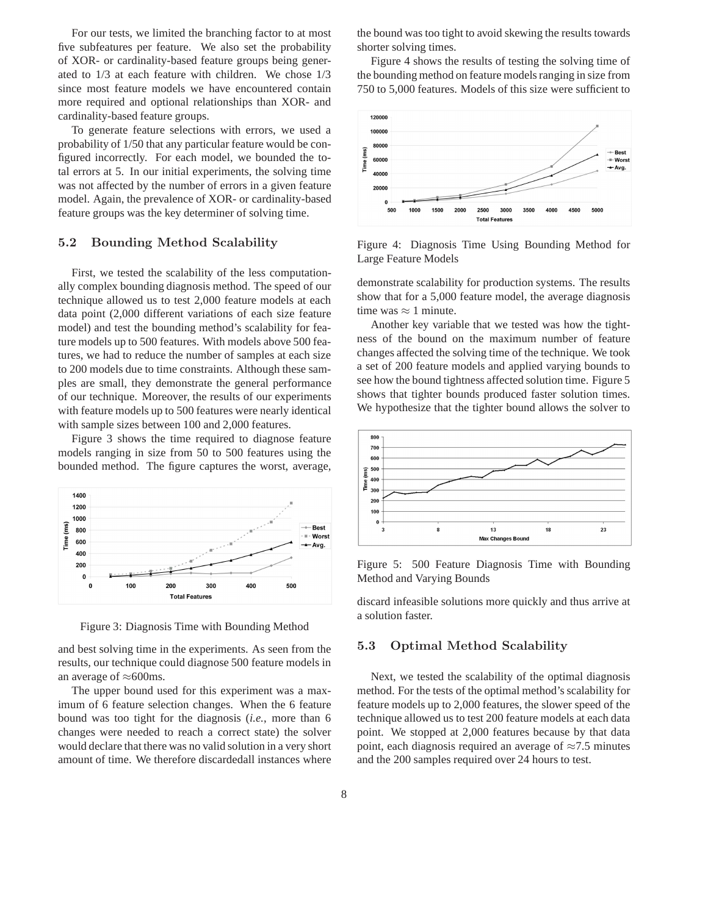For our tests, we limited the branching factor to at most five subfeatures per feature. We also set the probability of XOR- or cardinality-based feature groups being generated to 1/3 at each feature with children. We chose 1/3 since most feature models we have encountered contain more required and optional relationships than XOR- and cardinality-based feature groups.

To generate feature selections with errors, we used a probability of 1/50 that any particular feature would be configured incorrectly. For each model, we bounded the total errors at 5. In our initial experiments, the solving time was not affected by the number of errors in a given feature model. Again, the prevalence of XOR- or cardinality-based feature groups was the key determiner of solving time.

### 5.2 Bounding Method Scalability

First, we tested the scalability of the less computationally complex bounding diagnosis method. The speed of our technique allowed us to test 2,000 feature models at each data point (2,000 different variations of each size feature model) and test the bounding method's scalability for feature models up to 500 features. With models above 500 features, we had to reduce the number of samples at each size to 200 models due to time constraints. Although these samples are small, they demonstrate the general performance of our technique. Moreover, the results of our experiments with feature models up to 500 features were nearly identical with sample sizes between 100 and 2,000 features.

Figure 3 shows the time required to diagnose feature models ranging in size from 50 to 500 features using the bounded method. The figure captures the worst, average,

Figure 3: Diagnosis Time with Bounding Method

and best solving time in the experiments. As seen from the results, our technique could diagnose 500 feature models in an average of ≈600ms.

The upper bound used for this experiment was a maximum of 6 feature selection changes. When the 6 feature bound was too tight for the diagnosis (*i.e.*, more than 6 changes were needed to reach a correct state) the solver would declare that there was no valid solution in a very short amount of time. We therefore discardedall instances where the bound was too tight to avoid skewing the results towards shorter solving times.

Figure 4 shows the results of testing the solving time of the bounding method on feature models ranging in size from 750 to 5,000 features. Models of this size were sufficient to demonstrate scalability for production systems. The results show that for a 5,000 feature model, the average diagnosis time was ≈ 1 minute.

Figure 4: Diagnosis Time Using Bounding Method for Large Feature Models

Another key variable that we tested was how the tightness of the bound on the maximum number of feature changes affected the solving time of the technique. We took a set of 200 feature models and applied varying bounds to see how the bound tightness affected solution time. Figure 5 shows that tighter bounds produced faster solution times. We hypothesize that the tighter bound allows the solver to discard infeasible solutions more quickly and thus arrive at a solution faster.

Figure 5: 500 Feature Diagnosis Time with Bounding Method and Varying Bounds

### 5.3 Optimal Method Scalability

Next, we tested the scalability of the optimal diagnosis method. For the tests of the optimal method's scalability for feature models up to 2,000 features, the slower speed of the technique allowed us to test 200 feature models at each data point. We stopped at 2,000 features because by that data point, each diagnosis required an average of ≈7.5 minutes and the 200 samples required over 24 hours to test.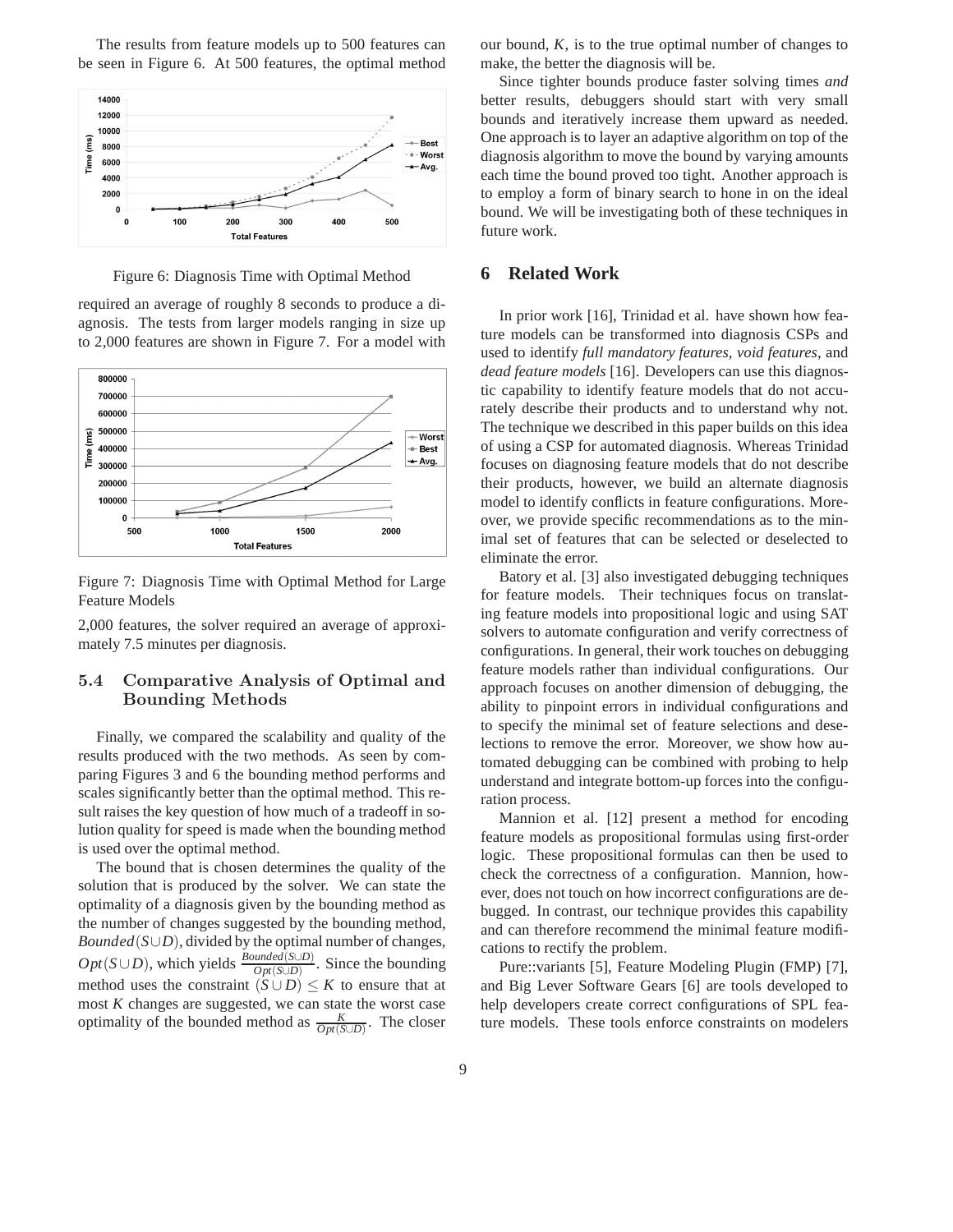The results from feature models up to 500 features can be seen in Figure 6. At 500 features, the optimal method required an average of roughly 8 seconds to produce a diagnosis. The tests from larger models ranging in size up to 2,000 features are shown in Figure 7. For a model with 2,000 features, the solver required an average of approximately 7.5 minutes per diagnosis.

Figure 6: Diagnosis Time with Optimal Method

Figure 7: Diagnosis Time with Optimal Method for Large Feature Models

### 5.4 Comparative Analysis of Optimal and Bounding Methods

Finally, we compared the scalability and quality of the results produced with the two methods. As seen by comparing Figures 3 and 6 the bounding method performs and scales significantly better than the optimal method. This result raises the key question of how much of a tradeoff in solution quality for speed is made when the bounding method is used over the optimal method.

The bound that is chosen determines the quality of the solution that is produced by the solver. We can state the optimality of a diagnosis given by the bounding method as the number of changes suggested by the bounding method, $Bounded(S \cup D)$, divided by the optimal number of changes, $Opt(S \cup D)$, which yields $\frac{Bounded(S \cup D)}{Opt(S \cup D)}$. Since the bounding method uses the constraint $(S \cup D) \leq K$ to ensure that at most $K$ changes are suggested, we can state the worst case optimality of the bounded method as $\frac{K}{Opt(S \cup D)}$. The closer our bound, $K$, is to the true optimal number of changes to make, the better the diagnosis will be.

Since tighter bounds produce faster solving times *and* better results, debuggers should start with very small bounds and iteratively increase them upward as needed. One approach is to layer an adaptive algorithm on top of the diagnosis algorithm to move the bound by varying amounts each time the bound proved too tight. Another approach is to employ a form of binary search to hone in on the ideal bound. We will be investigating both of these techniques in future work.

## 6 Related Work

In prior work [16], Trinidad et al. have shown how feature models can be transformed into diagnosis CSPs and used to identify *full mandatory features*, *void features*, and *dead feature models* [16]. Developers can use this diagnostic capability to identify feature models that do not accurately describe their products and to understand why not. The technique we described in this paper builds on this idea of using a CSP for automated diagnosis. Whereas Trinidad focuses on diagnosing feature models that do not describe their products, however, we build an alternate diagnosis model to identify conflicts in feature configurations. Moreover, we provide specific recommendations as to the minimal set of features that can be selected or deselected to eliminate the error.

Batory et al. [3] also investigated debugging techniques for feature models. Their techniques focus on translating feature models into propositional logic and using SAT solvers to automate configuration and verify correctness of configurations. In general, their work touches on debugging feature models rather than individual configurations. Our approach focuses on another dimension of debugging, the ability to pinpoint errors in individual configurations and to specify the minimal set of feature selections and deselections to remove the error. Moreover, we show how automated debugging can be combined with probing to help understand and integrate bottom-up forces into the configuration process.

Mannion et al. [12] present a method for encoding feature models as propositional formulas using first-order logic. These propositional formulas can then be used to check the correctness of a configuration. Mannion, however, does not touch on how incorrect configurations are debugged. In contrast, our technique provides this capability and can therefore recommend the minimal feature modifications to rectify the problem.

Pure::variants [5], Feature Modeling Plugin (FMP) [7], and Big Lever Software Gears [6] are tools developed to help developers create correct configurations of SPL feature models. These tools enforce constraints on modelers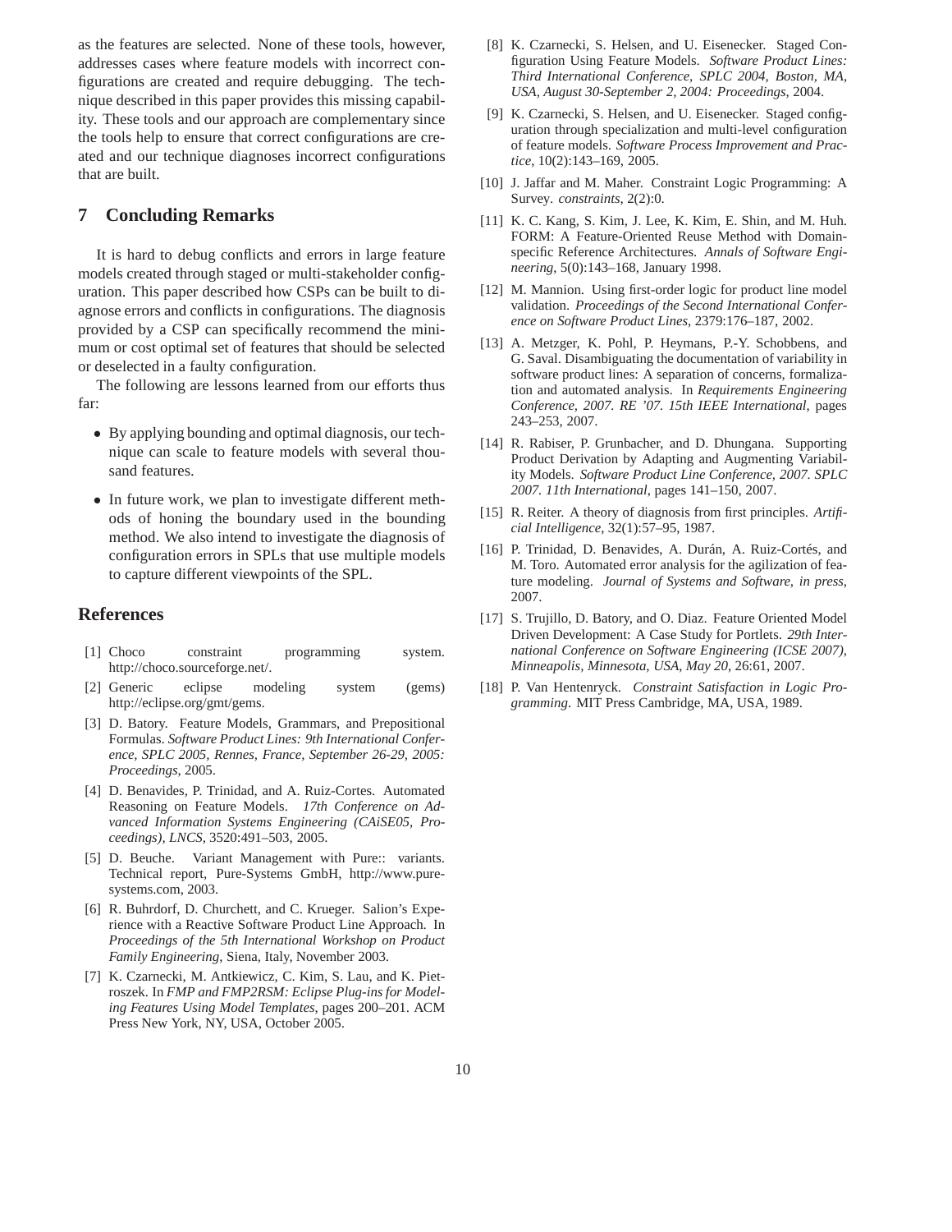as the features are selected. None of these tools, however, addresses cases where feature models with incorrect configurations are created and require debugging. The technique described in this paper provides this missing capability. These tools and our approach are complementary since the tools help to ensure that correct configurations are created and our technique diagnoses incorrect configurations that are built.

## 7 Concluding Remarks

It is hard to debug conflicts and errors in large feature models created through staged or multi-stakeholder configuration. This paper described how CSPs can be built to diagnose errors and conflicts in configurations. The diagnosis provided by a CSP can specifically recommend the minimum or cost optimal set of features that should be selected or deselected in a faulty configuration.

The following are lessons learned from our efforts thus far:

- By applying bounding and optimal diagnosis, our technique can scale to feature models with several thousand features.
- In future work, we plan to investigate different methods of honing the boundary used in the bounding method. We also intend to investigate the diagnosis of configuration errors in SPLs that use multiple models to capture different viewpoints of the SPL.

## References

[1] Choco constraint programming system. http://choco.sourceforge.net/.

[2] Generic eclipse modeling system (gems) http://eclipse.org/gmt/gems.

[3] D. Batory. Feature Models, Grammars, and Prepositional Formulas. *Software Product Lines: 9th International Conference, SPLC 2005, Rennes, France, September 26-29, 2005: Proceedings*, 2005.

[4] D. Benavides, P. Trinidad, and A. Ruiz-Cortes. Automated Reasoning on Feature Models. *17th Conference on Advanced Information Systems Engineering (CAiSE05, Proceedings), LNCS*, 3520:491–503, 2005.

[5] D. Beuche. Variant Management with Pure:: variants. Technical report, Pure-Systems GmbH, http://www.pure-systems.com, 2003.

[6] R. Buhrdorf, D. Churchett, and C. Krueger. Salion's Experience with a Reactive Software Product Line Approach. In *Proceedings of the 5th International Workshop on Product Family Engineering*, Siena, Italy, November 2003.

[7] K. Czarnecki, M. Antkiewicz, C. Kim, S. Lau, and K. Pietroszek. In *FMP and FMP2RSM: Eclipse Plug-ins for Modeling Features Using Model Templates*, pages 200–201. ACM Press New York, NY, USA, October 2005.

[8] K. Czarnecki, S. Helsen, and U. Eisenecker. Staged Configuration Using Feature Models. *Software Product Lines: Third International Conference, SPLC 2004, Boston, MA, USA, August 30-September 2, 2004: Proceedings*, 2004.

[9] K. Czarnecki, S. Helsen, and U. Eisenecker. Staged configuration through specialization and multi-level configuration of feature models. *Software Process Improvement and Practice*, 10(2):143–169, 2005.

[10] J. Jaffar and M. Maher. Constraint Logic Programming: A Survey. *constraints*, 2(2):0.

[11] K. C. Kang, S. Kim, J. Lee, K. Kim, E. Shin, and M. Huh. FORM: A Feature-Oriented Reuse Method with Domain-specific Reference Architectures. *Annals of Software Engineering*, 5(0):143–168, January 1998.

[12] M. Mannion. Using first-order logic for product line model validation. *Proceedings of the Second International Conference on Software Product Lines*, 2379:176–187, 2002.

[13] A. Metzger, K. Pohl, P. Heymans, P.-Y. Schobbens, and G. Saval. Disambiguating the documentation of variability in software product lines: A separation of concerns, formalization and automated analysis. In *Requirements Engineering Conference, 2007. RE '07. 15th IEEE International*, pages 243–253, 2007.

[14] R. Rabiser, P. Grunbacher, and D. Dhungana. Supporting Product Derivation by Adapting and Augmenting Variability Models. *Software Product Line Conference, 2007. SPLC 2007. 11th International*, pages 141–150, 2007.

[15] R. Reiter. A theory of diagnosis from first principles. *Artificial Intelligence*, 32(1):57–95, 1987.

[16] P. Trinidad, D. Benavides, A. Durán, A. Ruiz-Cortés, and M. Toro. Automated error analysis for the agilization of feature modeling. *Journal of Systems and Software, in press*, 2007.

[17] S. Trujillo, D. Batory, and O. Diaz. Feature Oriented Model Driven Development: A Case Study for Portlets. *29th International Conference on Software Engineering (ICSE 2007), Minneapolis, Minnesota, USA, May 20*, 26:61, 2007.

[18] P. Van Hentenryck. *Constraint Satisfaction in Logic Programming*. MIT Press Cambridge, MA, USA, 1989.